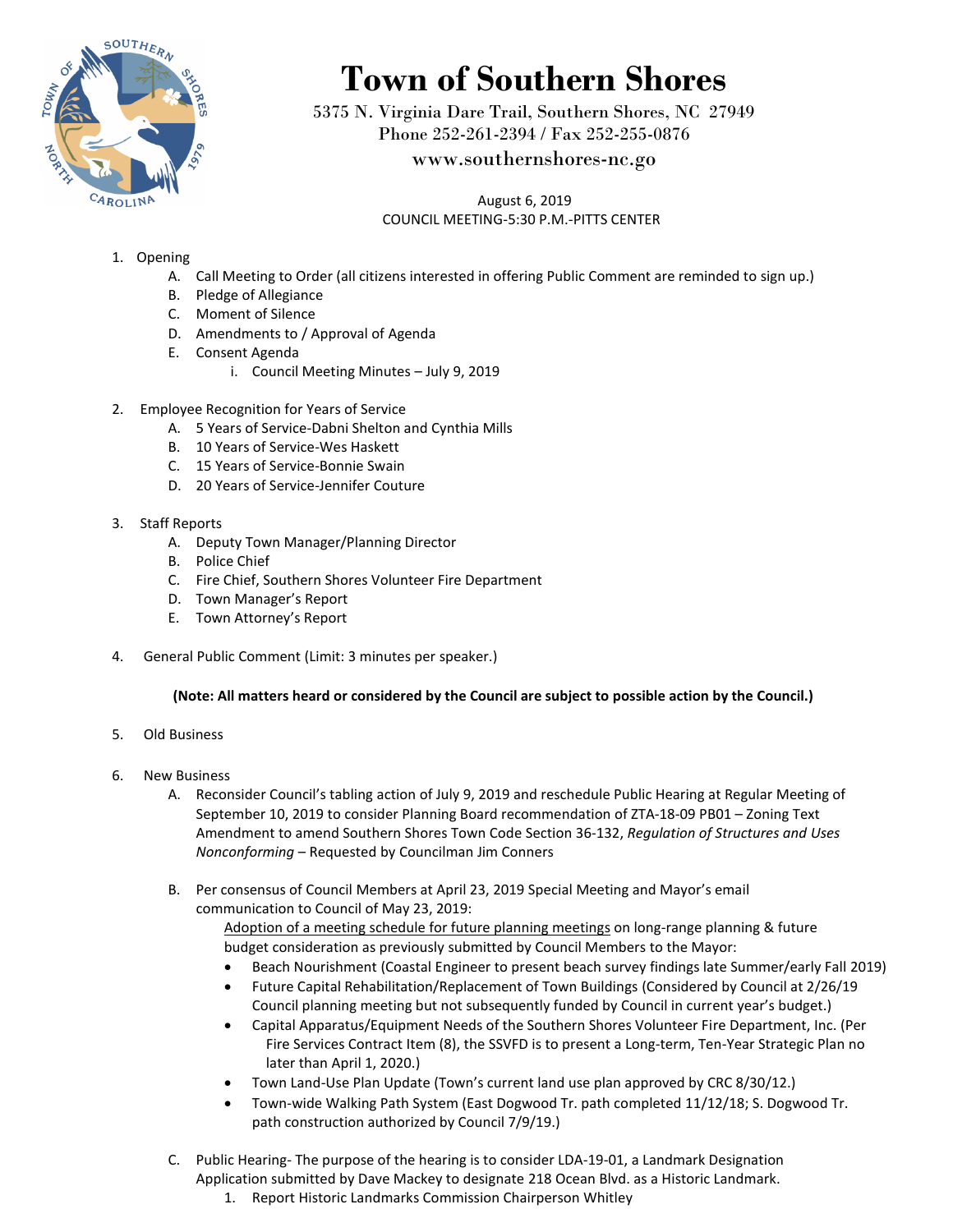# Town of Southern Shores

5375 N. Virginia Dare Trail, Southern Shores, NC 27949
Phone 252-261-2394 / Fax 252-255-0876
www.southernshores-nc.go

August 6, 2019
COUNCIL MEETING-5:30 P.M.-PITTS CENTER

1. Opening
   - A. Call Meeting to Order (all citizens interested in offering Public Comment are reminded to sign up.)
   - B. Pledge of Allegiance
   - C. Moment of Silence
   - D. Amendments to / Approval of Agenda
   - E. Consent Agenda
     - i. Council Meeting Minutes – July 9, 2019

2. Employee Recognition for Years of Service
   - A. 5 Years of Service-Dabni Shelton and Cynthia Mills
   - B. 10 Years of Service-Wes Haskett
   - C. 15 Years of Service-Bonnie Swain
   - D. 20 Years of Service-Jennifer Couture

3. Staff Reports
   - A. Deputy Town Manager/Planning Director
   - B. Police Chief
   - C. Fire Chief, Southern Shores Volunteer Fire Department
   - D. Town Manager's Report
   - E. Town Attorney's Report

4. General Public Comment (Limit: 3 minutes per speaker.)

**(Note: All matters heard or considered by the Council are subject to possible action by the Council.)**

5. Old Business

6. New Business
   - A. Reconsider Council's tabling action of July 9, 2019 and reschedule Public Hearing at Regular Meeting of September 10, 2019 to consider Planning Board recommendation of ZTA-18-09 PB01 – Zoning Text Amendment to amend Southern Shores Town Code Section 36-132, *Regulation of Structures and Uses Nonconforming* – Requested by Councilman Jim Conners

   - B. Per consensus of Council Members at April 23, 2019 Special Meeting and Mayor's email communication to Council of May 23, 2019:
     Adoption of a meeting schedule for future planning meetings on long-range planning & future budget consideration as previously submitted by Council Members to the Mayor:
     - Beach Nourishment (Coastal Engineer to present beach survey findings late Summer/early Fall 2019)
     - Future Capital Rehabilitation/Replacement of Town Buildings (Considered by Council at 2/26/19 Council planning meeting but not subsequently funded by Council in current year's budget.)
     - Capital Apparatus/Equipment Needs of the Southern Shores Volunteer Fire Department, Inc. (Per Fire Services Contract Item (8), the SSVFD is to present a Long-term, Ten-Year Strategic Plan no later than April 1, 2020.)
     - Town Land-Use Plan Update (Town's current land use plan approved by CRC 8/30/12.)
     - Town-wide Walking Path System (East Dogwood Tr. path completed 11/12/18; S. Dogwood Tr. path construction authorized by Council 7/9/19.)

   - C. Public Hearing- The purpose of the hearing is to consider LDA-19-01, a Landmark Designation Application submitted by Dave Mackey to designate 218 Ocean Blvd. as a Historic Landmark.
     1. Report Historic Landmarks Commission Chairperson Whitley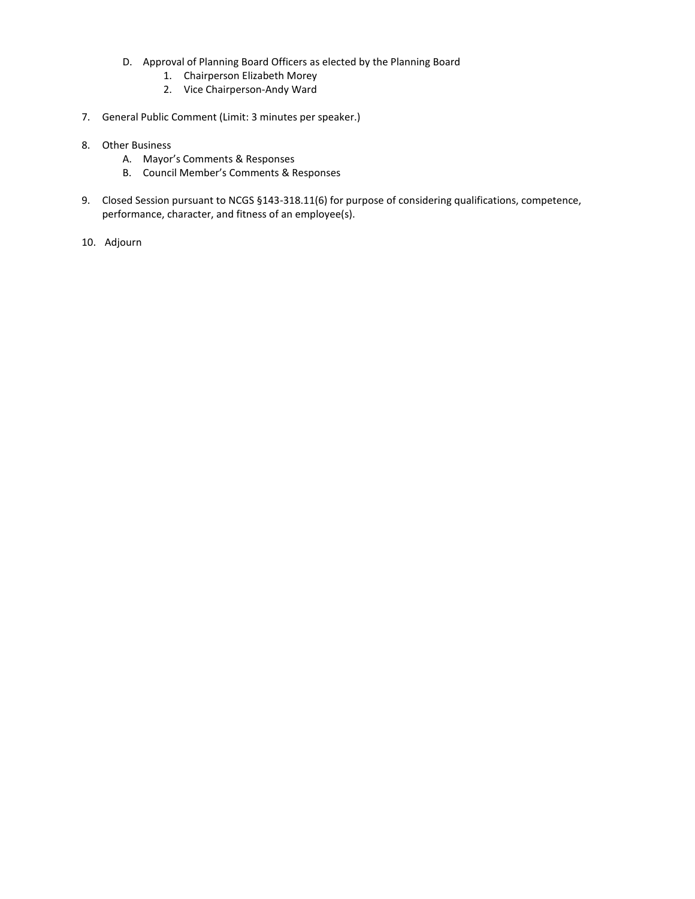D. Approval of Planning Board Officers as elected by the Planning Board
      1. Chairperson Elizabeth Morey
      2. Vice Chairperson-Andy Ward

7. General Public Comment (Limit: 3 minutes per speaker.)

8. Other Business
   A. Mayor's Comments & Responses
   B. Council Member's Comments & Responses

9. Closed Session pursuant to NCGS §143-318.11(6) for purpose of considering qualifications, competence, performance, character, and fitness of an employee(s).

10. Adjourn